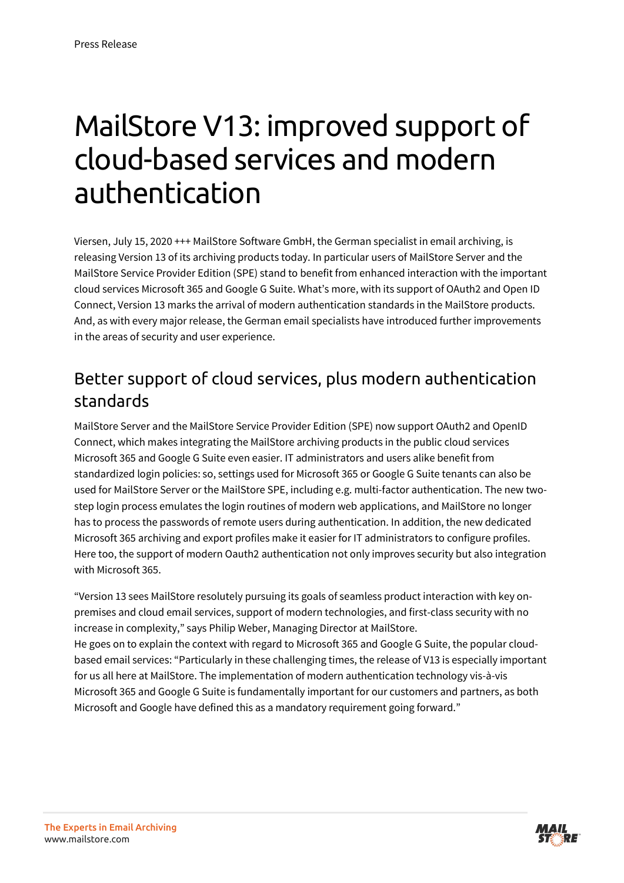# MailStore V13: improved support of cloud-based services and modern authentication

Viersen, July 15, 2020 +++ MailStore Software GmbH, the German specialist in email archiving, is releasing Version 13 of its archiving products today. In particular users of MailStore Server and the MailStore Service Provider Edition (SPE) stand to benefit from enhanced interaction with the important cloud services Microsoft 365 and Google G Suite. What's more, with its support of OAuth2 and Open ID Connect, Version 13 marks the arrival of modern authentication standards in the MailStore products. And, as with every major release, the German email specialists have introduced further improvements in the areas of security and user experience.

## Better support of cloud services, plus modern authentication standards

MailStore Server and the MailStore Service Provider Edition (SPE) now support OAuth2 and OpenID Connect, which makes integrating the MailStore archiving products in the public cloud services Microsoft 365 and Google G Suite even easier. IT administrators and users alike benefit from standardized login policies: so, settings used for Microsoft 365 or Google G Suite tenants can also be used for MailStore Server or the MailStore SPE, including e.g. multi-factor authentication. The new two-step login process emulates the login routines of modern web applications, and MailStore no longer has to process the passwords of remote users during authentication. In addition, the new dedicated Microsoft 365 archiving and export profiles make it easier for IT administrators to configure profiles. Here too, the support of modern Oauth2 authentication not only improves security but also integration with Microsoft 365.

"Version 13 sees MailStore resolutely pursuing its goals of seamless product interaction with key on-premises and cloud email services, support of modern technologies, and first-class security with no increase in complexity," says Philip Weber, Managing Director at MailStore.
He goes on to explain the context with regard to Microsoft 365 and Google G Suite, the popular cloud-based email services: "Particularly in these challenging times, the release of V13 is especially important for us all here at MailStore. The implementation of modern authentication technology vis-à-vis Microsoft 365 and Google G Suite is fundamentally important for our customers and partners, as both Microsoft and Google have defined this as a mandatory requirement going forward."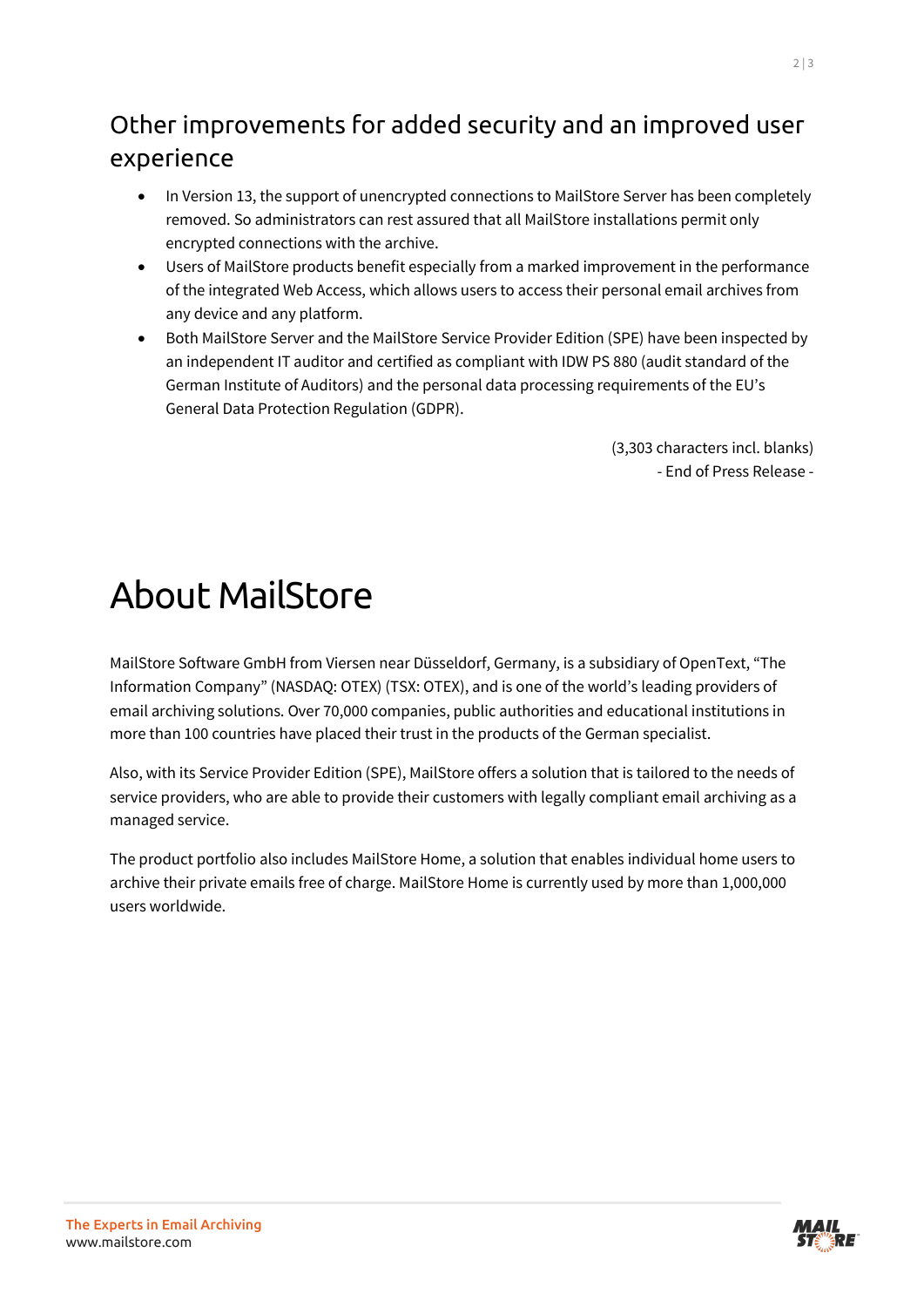## Other improvements for added security and an improved user experience

- In Version 13, the support of unencrypted connections to MailStore Server has been completely removed. So administrators can rest assured that all MailStore installations permit only encrypted connections with the archive.
- Users of MailStore products benefit especially from a marked improvement in the performance of the integrated Web Access, which allows users to access their personal email archives from any device and any platform.
- Both MailStore Server and the MailStore Service Provider Edition (SPE) have been inspected by an independent IT auditor and certified as compliant with IDW PS 880 (audit standard of the German Institute of Auditors) and the personal data processing requirements of the EU's General Data Protection Regulation (GDPR).

(3,303 characters incl. blanks)
- End of Press Release -

# About MailStore

MailStore Software GmbH from Viersen near Düsseldorf, Germany, is a subsidiary of OpenText, "The Information Company" (NASDAQ: OTEX) (TSX: OTEX), and is one of the world's leading providers of email archiving solutions. Over 70,000 companies, public authorities and educational institutions in more than 100 countries have placed their trust in the products of the German specialist.

Also, with its Service Provider Edition (SPE), MailStore offers a solution that is tailored to the needs of service providers, who are able to provide their customers with legally compliant email archiving as a managed service.

The product portfolio also includes MailStore Home, a solution that enables individual home users to archive their private emails free of charge. MailStore Home is currently used by more than 1,000,000 users worldwide.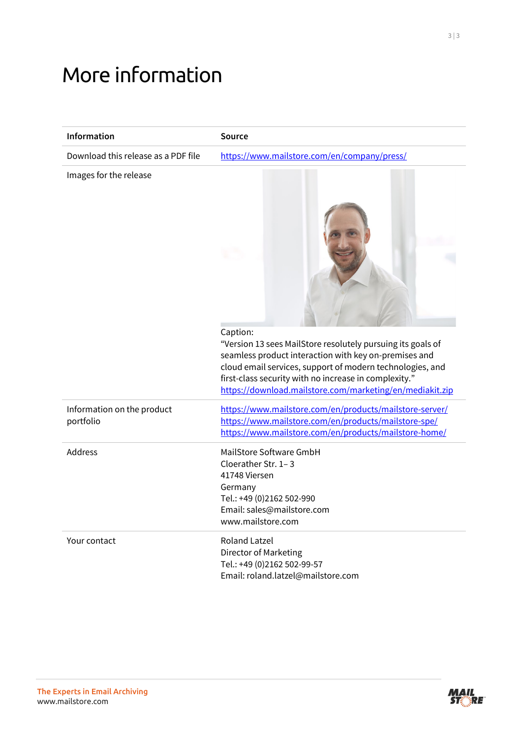# More information

| Information | Source |
|---|---|
| Download this release as a PDF file | https://www.mailstore.com/en/company/press/ |
| Images for the release | Caption:<br>“Version 13 sees MailStore resolutely pursuing its goals of seamless product interaction with key on-premises and cloud email services, support of modern technologies, and first-class security with no increase in complexity.”<br>https://download.mailstore.com/marketing/en/mediakit.zip |
| Information on the product portfolio | https://www.mailstore.com/en/products/mailstore-server/<br>https://www.mailstore.com/en/products/mailstore-spe/<br>https://www.mailstore.com/en/products/mailstore-home/ |
| Address | MailStore Software GmbH<br>Cloerather Str. 1– 3<br>41748 Viersen<br>Germany<br>Tel.: +49 (0)2162 502-990<br>Email: sales@mailstore.com<br>www.mailstore.com |
| Your contact | Roland Latzel<br>Director of Marketing<br>Tel.: +49 (0)2162 502-99-57<br>Email: roland.latzel@mailstore.com |